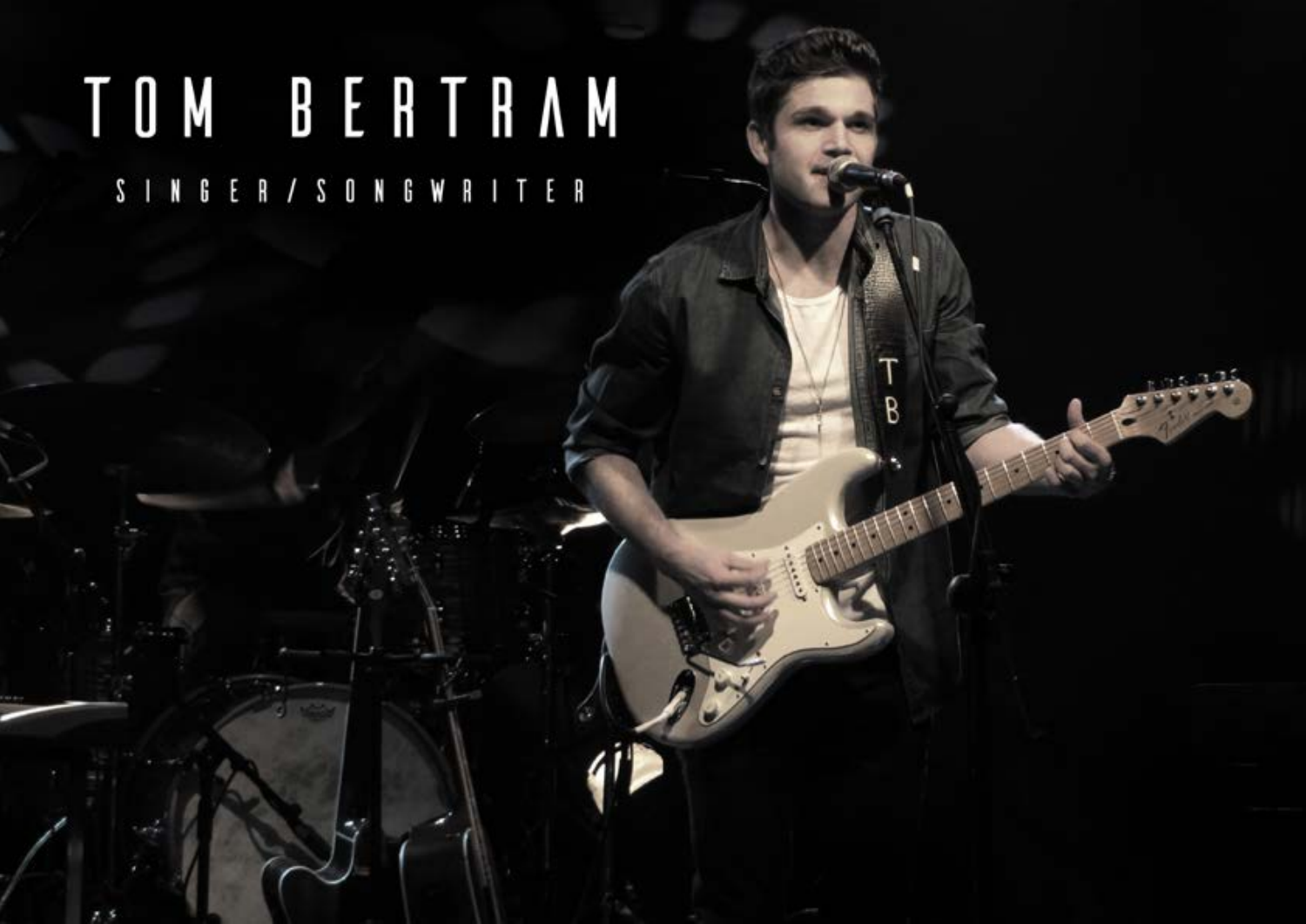# TOM BERTRAM

SINGER/SONGWRITER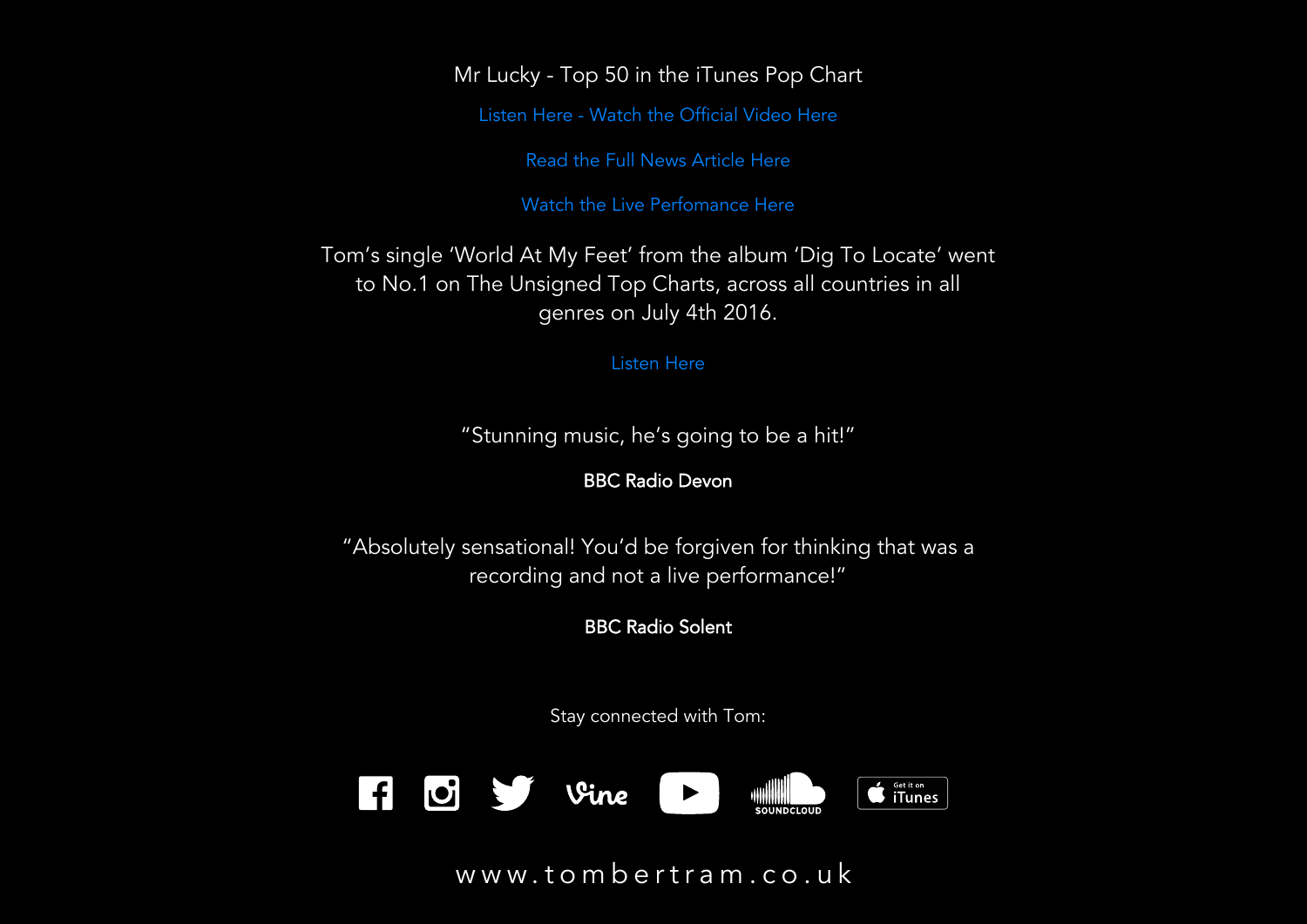Mr Lucky - Top 50 in the iTunes Pop Chart

Listen Here - Watch the Official Video Here

Read the Full News Article Here

Watch the Live Perfomance Here

Tom's single 'World At My Feet' from the album 'Dig To Locate' went to No.1 on The Unsigned Top Charts, across all countries in all genres on July 4th 2016.

Listen Here

"Stunning music, he's going to be a hit!"

**BBC Radio Devon**

"Absolutely sensational! You'd be forgiven for thinking that was a recording and not a live performance!"

**BBC Radio Solent**

Stay connected with Tom:

Vine

SOUNDCLOUD

Get it on iTunes

www.tombertram.co.uk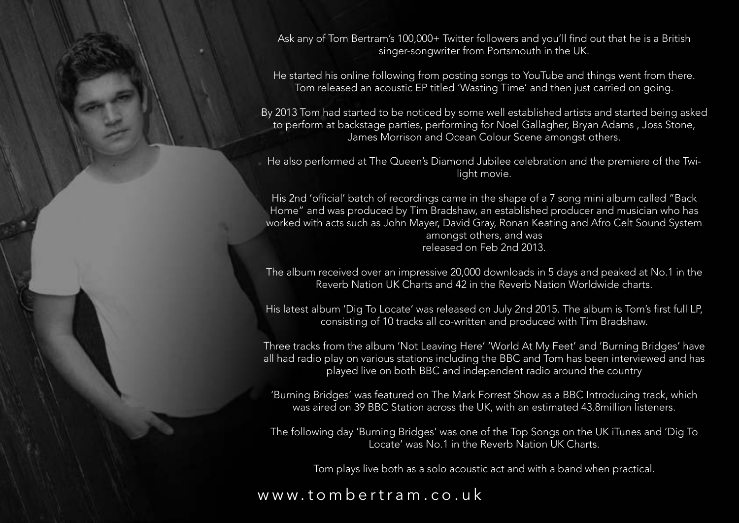Ask any of Tom Bertram's 100,000+ Twitter followers and you'll find out that he is a British singer-songwriter from Portsmouth in the UK.

He started his online following from posting songs to YouTube and things went from there. Tom released an acoustic EP titled 'Wasting Time' and then just carried on going.

By 2013 Tom had started to be noticed by some well established artists and started being asked to perform at backstage parties, performing for Noel Gallagher, Bryan Adams , Joss Stone, James Morrison and Ocean Colour Scene amongst others.

He also performed at The Queen's Diamond Jubilee celebration and the premiere of the Twilight movie.

His 2nd 'official' batch of recordings came in the shape of a 7 song mini album called "Back Home" and was produced by Tim Bradshaw, an established producer and musician who has worked with acts such as John Mayer, David Gray, Ronan Keating and Afro Celt Sound System amongst others, and was released on Feb 2nd 2013.

The album received over an impressive 20,000 downloads in 5 days and peaked at No.1 in the Reverb Nation UK Charts and 42 in the Reverb Nation Worldwide charts.

His latest album 'Dig To Locate' was released on July 2nd 2015. The album is Tom's first full LP, consisting of 10 tracks all co-written and produced with Tim Bradshaw.

Three tracks from the album 'Not Leaving Here' 'World At My Feet' and 'Burning Bridges' have all had radio play on various stations including the BBC and Tom has been interviewed and has played live on both BBC and independent radio around the country

'Burning Bridges' was featured on The Mark Forrest Show as a BBC Introducing track, which was aired on 39 BBC Station across the UK, with an estimated 43.8million listeners.

The following day 'Burning Bridges' was one of the Top Songs on the UK iTunes and 'Dig To Locate' was No.1 in the Reverb Nation UK Charts.

Tom plays live both as a solo acoustic act and with a band when practical.

www.tombertram.co.uk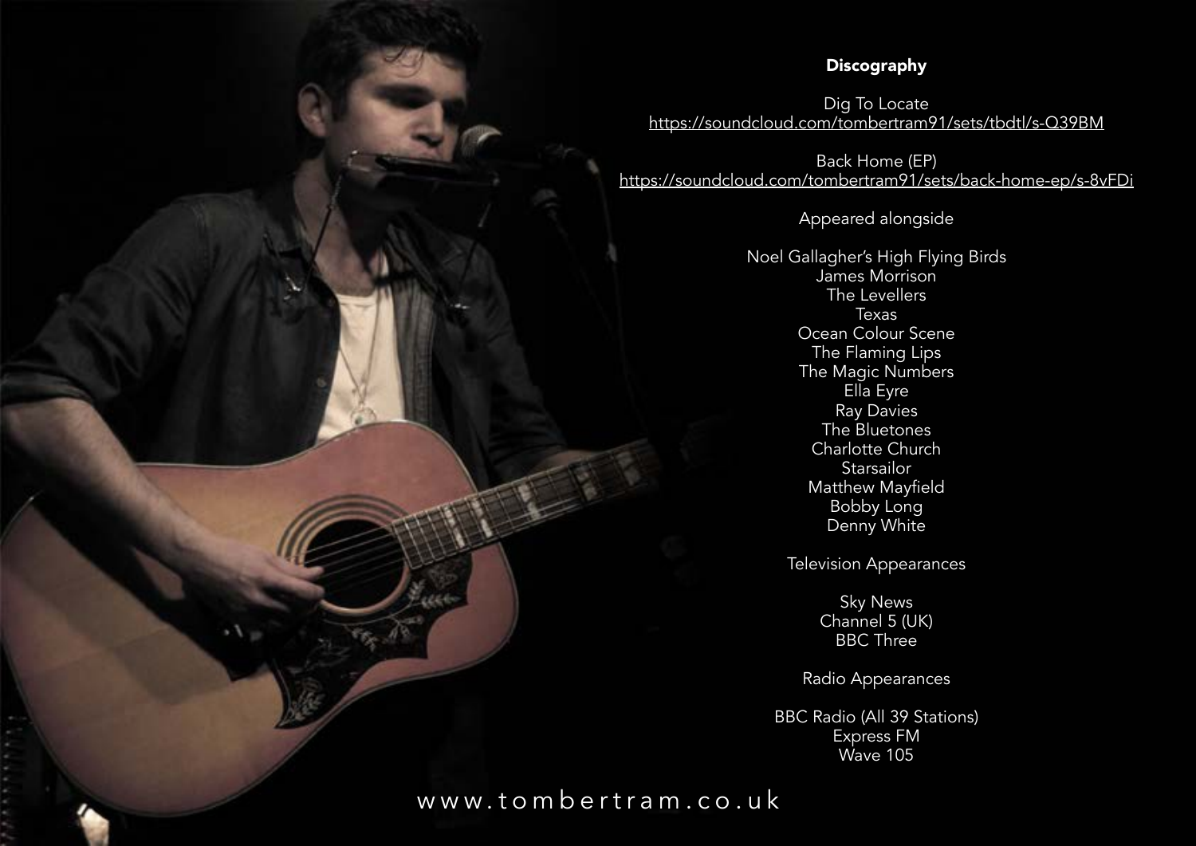## Discography

Dig To Locate
https://soundcloud.com/tombertram91/sets/tbdtl/s-Q39BM

Back Home (EP)
https://soundcloud.com/tombertram91/sets/back-home-ep/s-8vFDi

Appeared alongside

Noel Gallagher's High Flying Birds
James Morrison
The Levellers
Texas
Ocean Colour Scene
The Flaming Lips
The Magic Numbers
Ella Eyre
Ray Davies
The Bluetones
Charlotte Church
Starsailor
Matthew Mayfield
Bobby Long
Denny White

Television Appearances

Sky News
Channel 5 (UK)
BBC Three

Radio Appearances

BBC Radio (All 39 Stations)
Express FM
Wave 105

www.tombertram.co.uk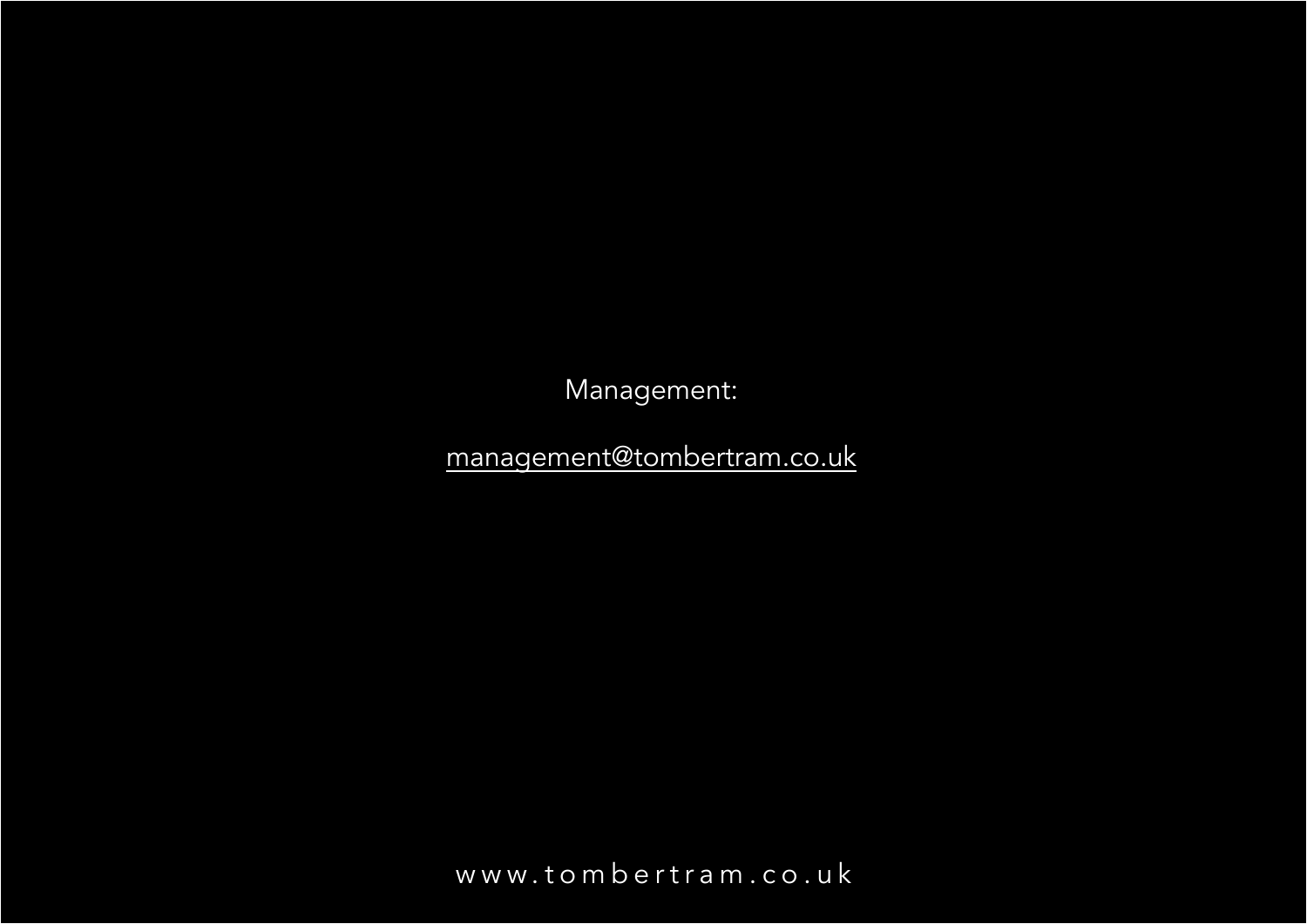Management:

management@tombertram.co.uk

www.tombertram.co.uk